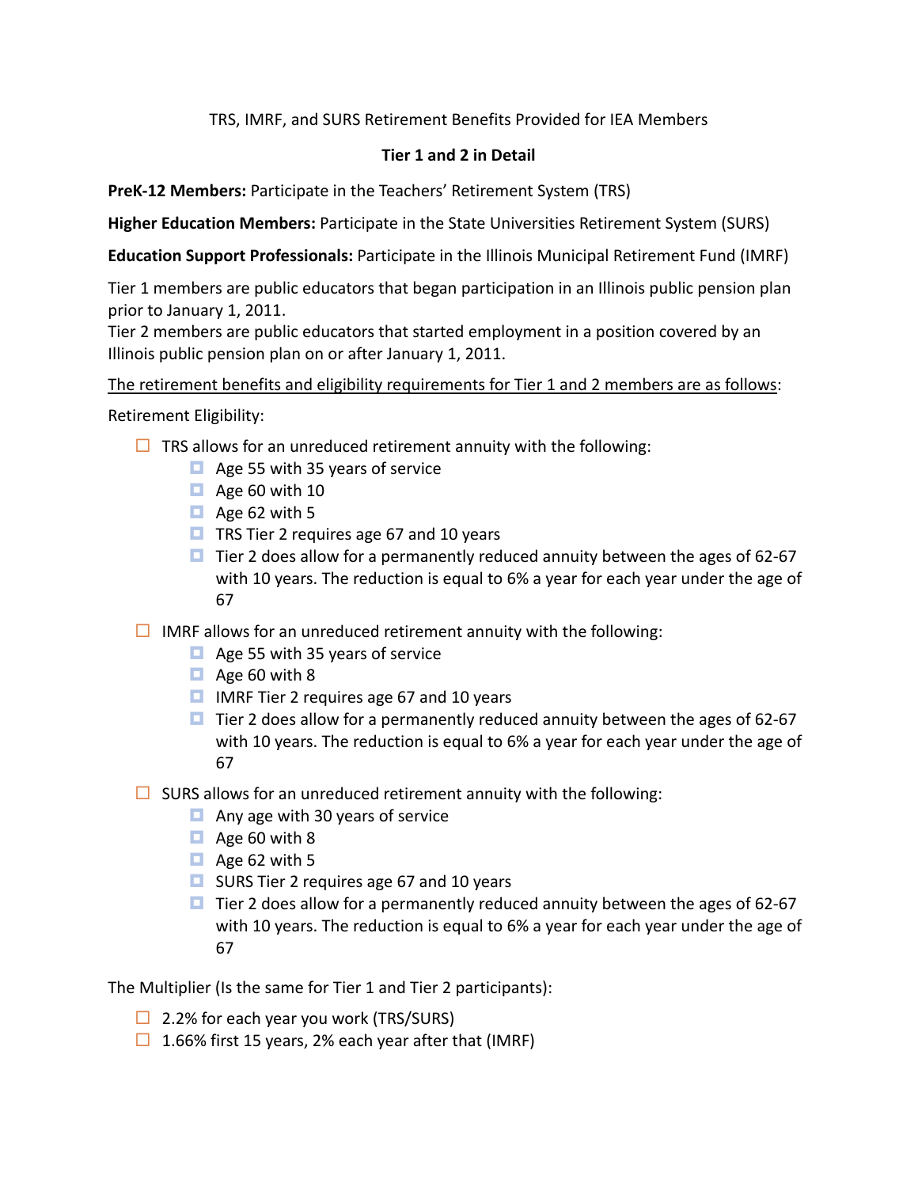TRS, IMRF, and SURS Retirement Benefits Provided for IEA Members

**Tier 1 and 2 in Detail**

**PreK-12 Members:** Participate in the Teachers' Retirement System (TRS)

**Higher Education Members:** Participate in the State Universities Retirement System (SURS)

**Education Support Professionals:** Participate in the Illinois Municipal Retirement Fund (IMRF)

Tier 1 members are public educators that began participation in an Illinois public pension plan prior to January 1, 2011.
Tier 2 members are public educators that started employment in a position covered by an Illinois public pension plan on or after January 1, 2011.

<u>The retirement benefits and eligibility requirements for Tier 1 and 2 members are as follows</u>:

Retirement Eligibility:

- TRS allows for an unreduced retirement annuity with the following:
  - Age 55 with 35 years of service
  - Age 60 with 10
  - Age 62 with 5
  - TRS Tier 2 requires age 67 and 10 years
  - Tier 2 does allow for a permanently reduced annuity between the ages of 62-67 with 10 years. The reduction is equal to 6% a year for each year under the age of 67
- IMRF allows for an unreduced retirement annuity with the following:
  - Age 55 with 35 years of service
  - Age 60 with 8
  - IMRF Tier 2 requires age 67 and 10 years
  - Tier 2 does allow for a permanently reduced annuity between the ages of 62-67 with 10 years. The reduction is equal to 6% a year for each year under the age of 67
- SURS allows for an unreduced retirement annuity with the following:
  - Any age with 30 years of service
  - Age 60 with 8
  - Age 62 with 5
  - SURS Tier 2 requires age 67 and 10 years
  - Tier 2 does allow for a permanently reduced annuity between the ages of 62-67 with 10 years. The reduction is equal to 6% a year for each year under the age of 67

The Multiplier (Is the same for Tier 1 and Tier 2 participants):

- 2.2% for each year you work (TRS/SURS)
- 1.66% first 15 years, 2% each year after that (IMRF)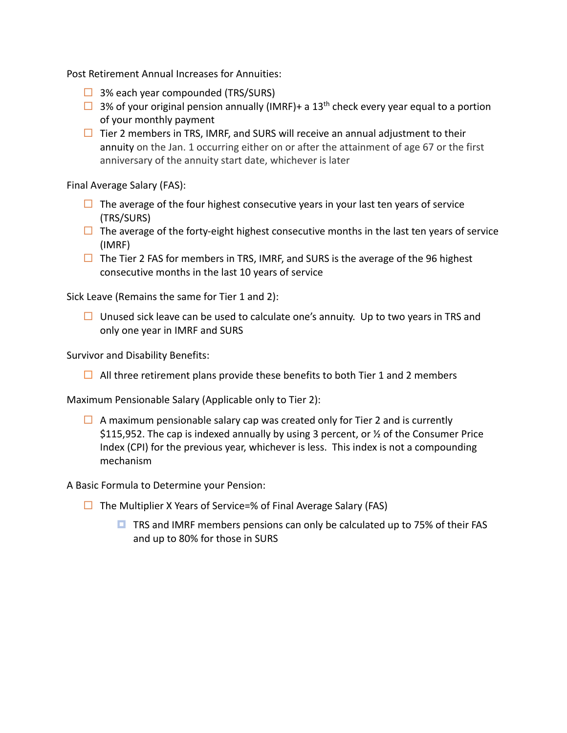Post Retirement Annual Increases for Annuities:

- 3% each year compounded (TRS/SURS)
- 3% of your original pension annually (IMRF)+ a 13th check every year equal to a portion of your monthly payment
- Tier 2 members in TRS, IMRF, and SURS will receive an annual adjustment to their annuity on the Jan. 1 occurring either on or after the attainment of age 67 or the first anniversary of the annuity start date, whichever is later

Final Average Salary (FAS):

- The average of the four highest consecutive years in your last ten years of service (TRS/SURS)
- The average of the forty-eight highest consecutive months in the last ten years of service (IMRF)
- The Tier 2 FAS for members in TRS, IMRF, and SURS is the average of the 96 highest consecutive months in the last 10 years of service

Sick Leave (Remains the same for Tier 1 and 2):

- Unused sick leave can be used to calculate one's annuity. Up to two years in TRS and only one year in IMRF and SURS

Survivor and Disability Benefits:

- All three retirement plans provide these benefits to both Tier 1 and 2 members

Maximum Pensionable Salary (Applicable only to Tier 2):

- A maximum pensionable salary cap was created only for Tier 2 and is currently $115,952. The cap is indexed annually by using 3 percent, or ½ of the Consumer Price Index (CPI) for the previous year, whichever is less. This index is not a compounding mechanism

A Basic Formula to Determine your Pension:

- The Multiplier X Years of Service=% of Final Average Salary (FAS)
  - TRS and IMRF members pensions can only be calculated up to 75% of their FAS and up to 80% for those in SURS